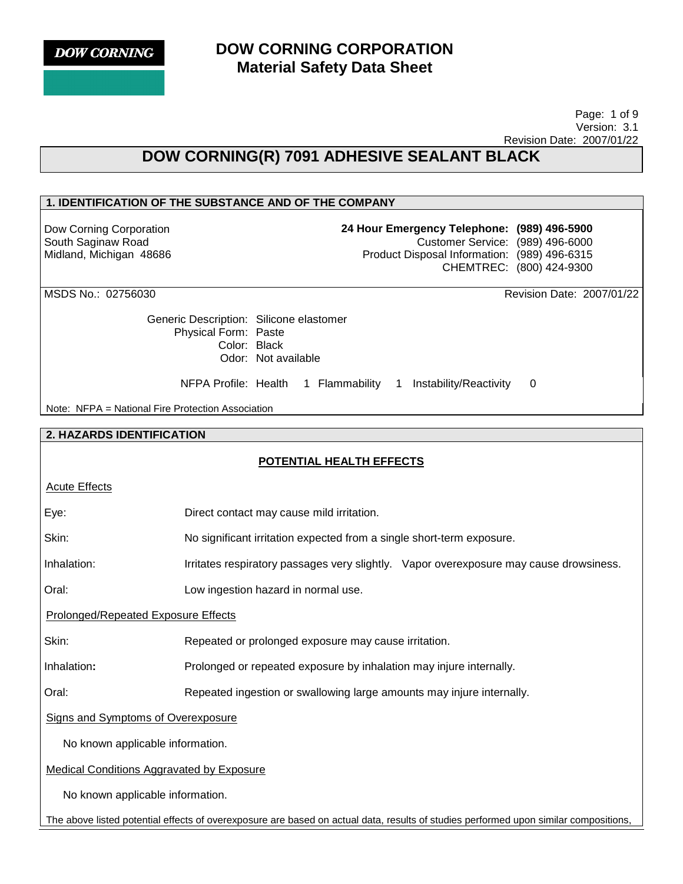**DOW CORNING**

# DOW CORNING CORPORATION
## Material Safety Data Sheet

Version: 3.1
Revision Date: 2007/01/22

# DOW CORNING(R) 7091 ADHESIVE SEALANT BLACK

## 1. IDENTIFICATION OF THE SUBSTANCE AND OF THE COMPANY

Dow Corning Corporation
South Saginaw Road
Midland, Michigan 48686

**24 Hour Emergency Telephone: (989) 496-5900**
Customer Service: (989) 496-6000
Product Disposal Information: (989) 496-6315
CHEMTREC: (800) 424-9300

MSDS No.: 02756030

Revision Date: 2007/01/22

Generic Description: Silicone elastomer
Physical Form: Paste
Color: Black
Odor: Not available

NFPA Profile: Health 1 Flammability 1 Instability/Reactivity 0

Note: NFPA = National Fire Protection Association

## 2. HAZARDS IDENTIFICATION

### POTENTIAL HEALTH EFFECTS

#### Acute Effects

| | |
|---|---|
| Eye: | Direct contact may cause mild irritation. |
| Skin: | No significant irritation expected from a single short-term exposure. |
| Inhalation: | Irritates respiratory passages very slightly. Vapor overexposure may cause drowsiness. |
| Oral: | Low ingestion hazard in normal use. |

#### Prolonged/Repeated Exposure Effects

| | |
|---|---|
| Skin: | Repeated or prolonged exposure may cause irritation. |
| Inhalation: | Prolonged or repeated exposure by inhalation may injure internally. |
| Oral: | Repeated ingestion or swallowing large amounts may injure internally. |

#### Signs and Symptoms of Overexposure

No known applicable information.

#### Medical Conditions Aggravated by Exposure

No known applicable information.

The above listed potential effects of overexposure are based on actual data, results of studies performed upon similar compositions,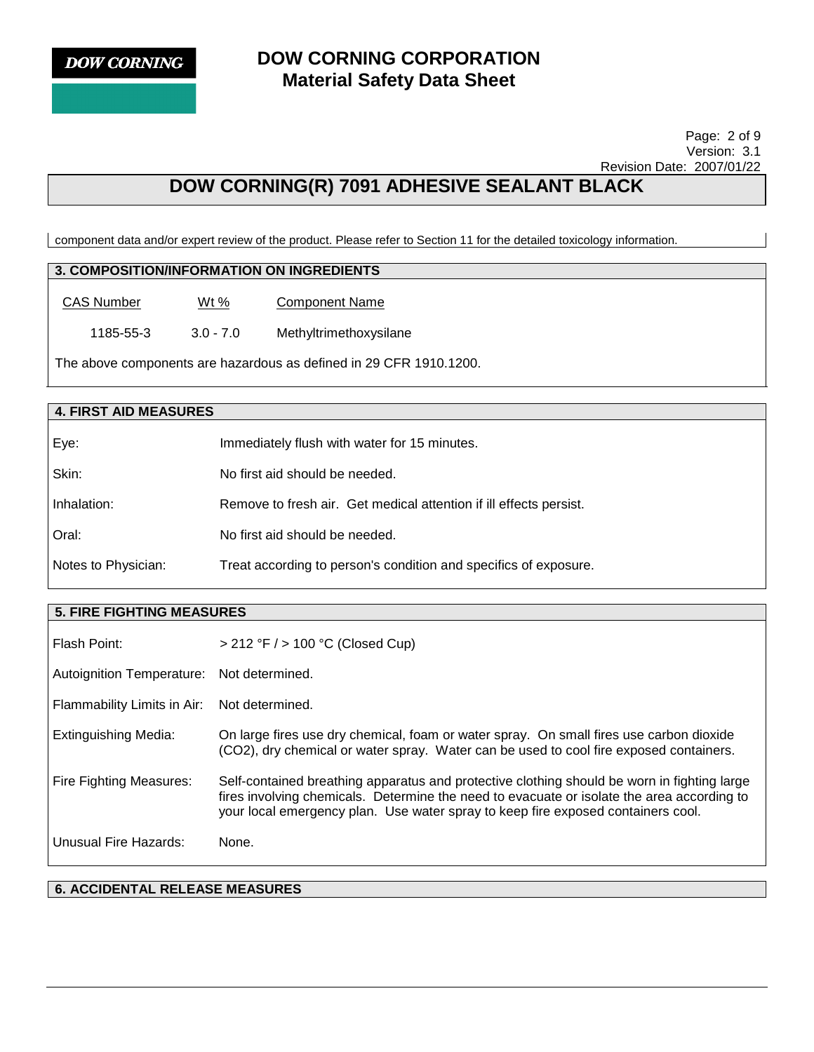component data and/or expert review of the product. Please refer to Section 11 for the detailed toxicology information.

## 3. COMPOSITION/INFORMATION ON INGREDIENTS

| CAS Number | Wt % | Component Name |
|---|---|---|
| 1185-55-3 | 3.0 - 7.0 | Methyltrimethoxysilane |

The above components are hazardous as defined in 29 CFR 1910.1200.

## 4. FIRST AID MEASURES

| | |
|---|---|
| Eye: | Immediately flush with water for 15 minutes. |
| Skin: | No first aid should be needed. |
| Inhalation: | Remove to fresh air. Get medical attention if ill effects persist. |
| Oral: | No first aid should be needed. |
| Notes to Physician: | Treat according to person's condition and specifics of exposure. |

## 5. FIRE FIGHTING MEASURES

| | |
|---|---|
| Flash Point: | > 212 °F / > 100 °C (Closed Cup) |
| Autoignition Temperature: | Not determined. |
| Flammability Limits in Air: | Not determined. |
| Extinguishing Media: | On large fires use dry chemical, foam or water spray. On small fires use carbon dioxide ($CO_2$), dry chemical or water spray. Water can be used to cool fire exposed containers. |
| Fire Fighting Measures: | Self-contained breathing apparatus and protective clothing should be worn in fighting large fires involving chemicals. Determine the need to evacuate or isolate the area according to your local emergency plan. Use water spray to keep fire exposed containers cool. |
| Unusual Fire Hazards: | None. |

## 6. ACCIDENTAL RELEASE MEASURES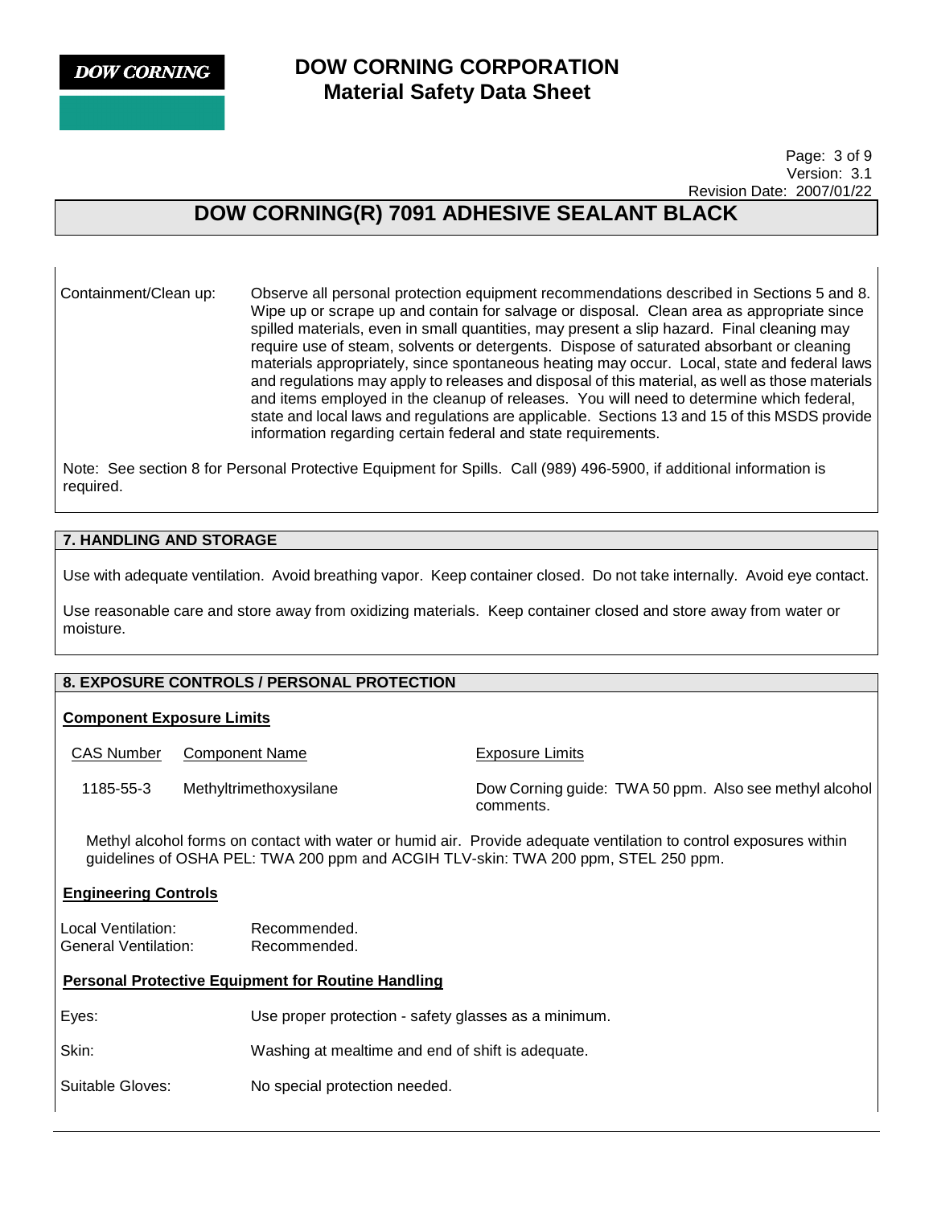| | |
|---|---|
| Containment/Clean up: | Observe all personal protection equipment recommendations described in Sections 5 and 8. Wipe up or scrape up and contain for salvage or disposal. Clean area as appropriate since spilled materials, even in small quantities, may present a slip hazard. Final cleaning may require use of steam, solvents or detergents. Dispose of saturated absorbant or cleaning materials appropriately, since spontaneous heating may occur. Local, state and federal laws and regulations may apply to releases and disposal of this material, as well as those materials and items employed in the cleanup of releases. You will need to determine which federal, state and local laws and regulations are applicable. Sections 13 and 15 of this MSDS provide information regarding certain federal and state requirements. |

Note: See section 8 for Personal Protective Equipment for Spills. Call (989) 496-5900, if additional information is required.

## 7. HANDLING AND STORAGE

Use with adequate ventilation. Avoid breathing vapor. Keep container closed. Do not take internally. Avoid eye contact.

Use reasonable care and store away from oxidizing materials. Keep container closed and store away from water or moisture.

## 8. EXPOSURE CONTROLS / PERSONAL PROTECTION

### Component Exposure Limits

| CAS Number | Component Name | Exposure Limits |
|---|---|---|
| 1185-55-3 | Methyltrimethoxysilane | Dow Corning guide: TWA 50 ppm. Also see methyl alcohol comments. |

Methyl alcohol forms on contact with water or humid air. Provide adequate ventilation to control exposures within guidelines of OSHA PEL: TWA 200 ppm and ACGIH TLV-skin: TWA 200 ppm, STEL 250 ppm.

### Engineering Controls

| | |
|---|---|
| Local Ventilation: | Recommended. |
| General Ventilation: | Recommended. |

### Personal Protective Equipment for Routine Handling

| | |
|---|---|
| Eyes: | Use proper protection - safety glasses as a minimum. |
| Skin: | Washing at mealtime and end of shift is adequate. |
| Suitable Gloves: | No special protection needed. |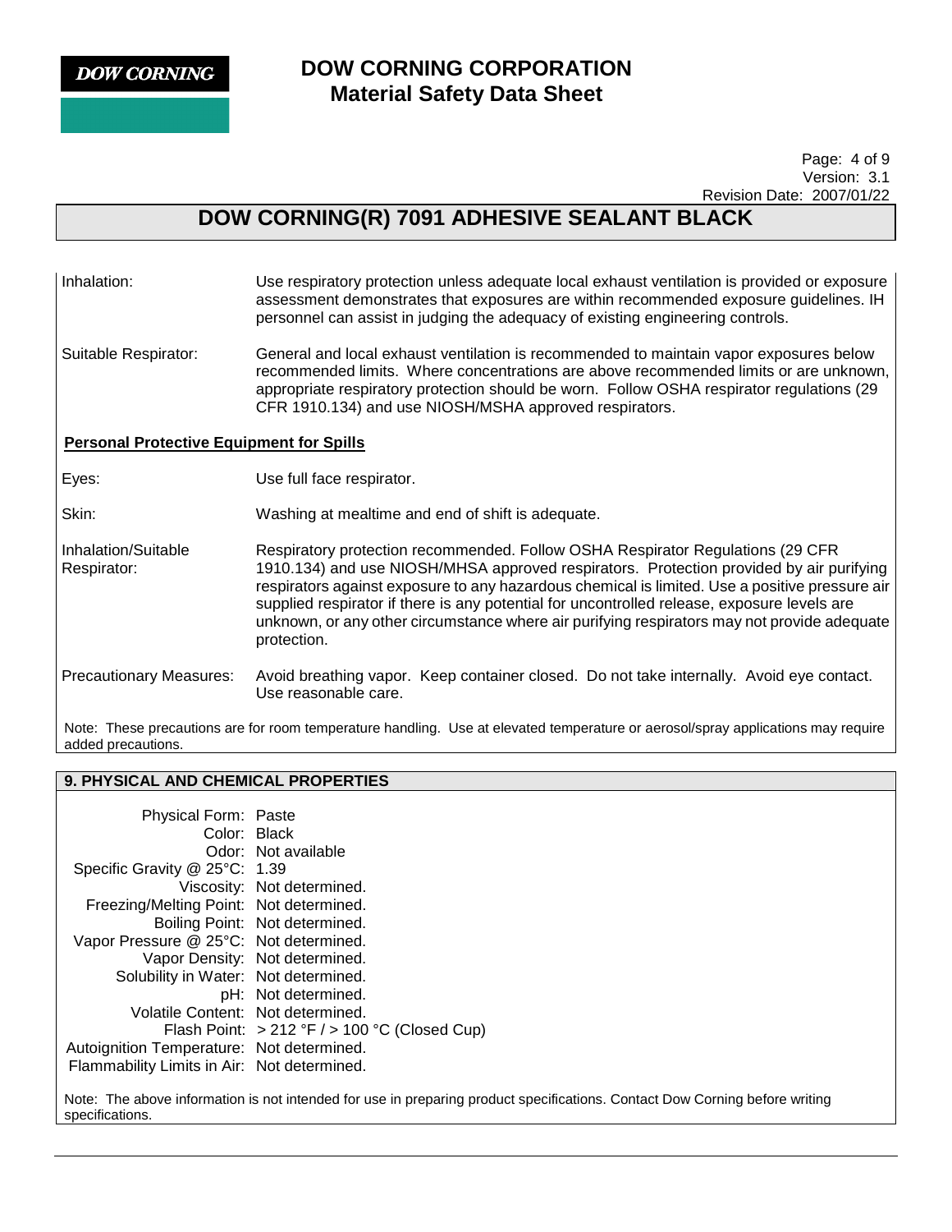| | |
|---|---|
| Inhalation: | Use respiratory protection unless adequate local exhaust ventilation is provided or exposure assessment demonstrates that exposures are within recommended exposure guidelines. IH personnel can assist in judging the adequacy of existing engineering controls. |
| Suitable Respirator: | General and local exhaust ventilation is recommended to maintain vapor exposures below recommended limits. Where concentrations are above recommended limits or are unknown, appropriate respiratory protection should be worn. Follow OSHA respirator regulations (29 CFR 1910.134) and use NIOSH/MSHA approved respirators. |

**Personal Protective Equipment for Spills**

| | |
|---|---|
| Eyes: | Use full face respirator. |
| Skin: | Washing at mealtime and end of shift is adequate. |
| Inhalation/Suitable Respirator: | Respiratory protection recommended. Follow OSHA Respirator Regulations (29 CFR 1910.134) and use NIOSH/MHSA approved respirators. Protection provided by air purifying respirators against exposure to any hazardous chemical is limited. Use a positive pressure air supplied respirator if there is any potential for uncontrolled release, exposure levels are unknown, or any other circumstance where air purifying respirators may not provide adequate protection. |
| Precautionary Measures: | Avoid breathing vapor. Keep container closed. Do not take internally. Avoid eye contact. Use reasonable care. |

Note: These precautions are for room temperature handling. Use at elevated temperature or aerosol/spray applications may require added precautions.

## 9. PHYSICAL AND CHEMICAL PROPERTIES

| | |
|---|---|
| Physical Form: | Paste |
| Color: | Black |
| Odor: | Not available |
| Specific Gravity @ 25°C: | 1.39 |
| Viscosity: | Not determined. |
| Freezing/Melting Point: | Not determined. |
| Boiling Point: | Not determined. |
| Vapor Pressure @ 25°C: | Not determined. |
| Vapor Density: | Not determined. |
| Solubility in Water: | Not determined. |
| pH: | Not determined. |
| Volatile Content: | Not determined. |
| Flash Point: | > 212 °F / > 100 °C (Closed Cup) |
| Autoignition Temperature: | Not determined. |
| Flammability Limits in Air: | Not determined. |

Note: The above information is not intended for use in preparing product specifications. Contact Dow Corning before writing specifications.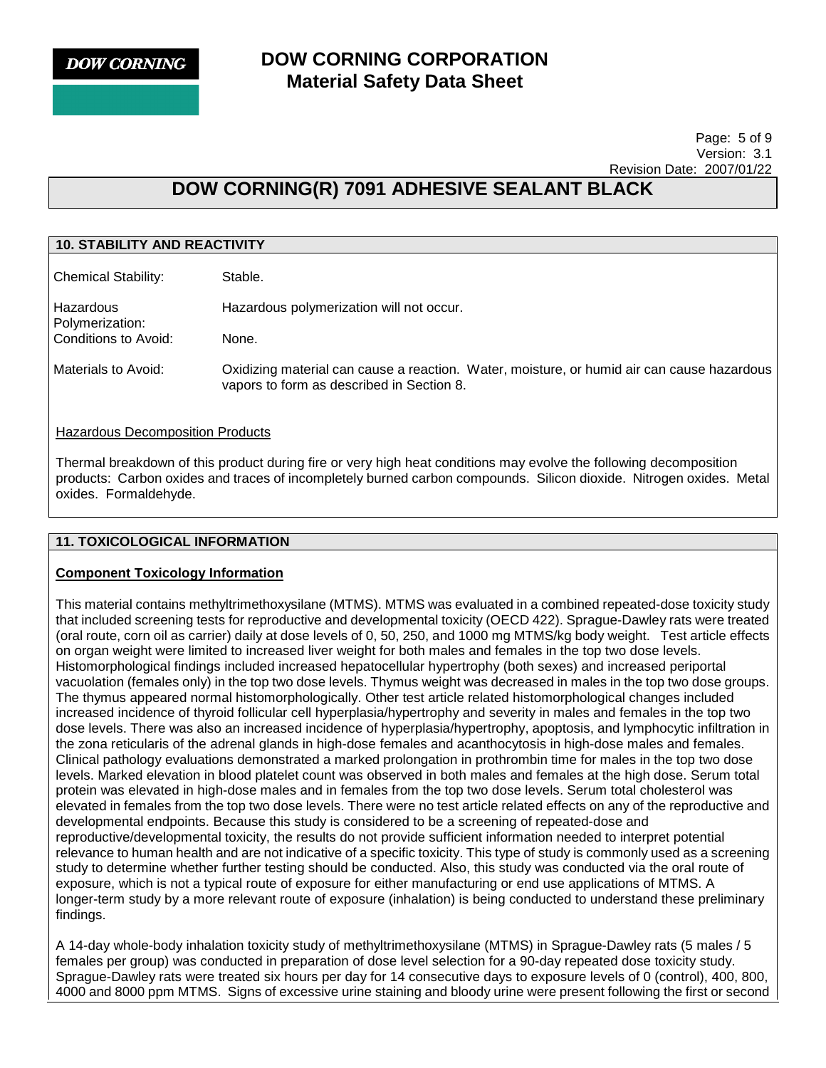## 10. STABILITY AND REACTIVITY

| | |
|---|---|
| Chemical Stability: | Stable. |
| Hazardous Polymerization: | Hazardous polymerization will not occur. |
| Conditions to Avoid: | None. |
| Materials to Avoid: | Oxidizing material can cause a reaction. Water, moisture, or humid air can cause hazardous vapors to form as described in Section 8. |

Hazardous Decomposition Products

Thermal breakdown of this product during fire or very high heat conditions may evolve the following decomposition products: Carbon oxides and traces of incompletely burned carbon compounds. Silicon dioxide. Nitrogen oxides. Metal oxides. Formaldehyde.

## 11. TOXICOLOGICAL INFORMATION

**Component Toxicology Information**

This material contains methyltrimethoxysilane (MTMS). MTMS was evaluated in a combined repeated-dose toxicity study that included screening tests for reproductive and developmental toxicity (OECD 422). Sprague-Dawley rats were treated (oral route, corn oil as carrier) daily at dose levels of 0, 50, 250, and 1000 mg MTMS/kg body weight. Test article effects on organ weight were limited to increased liver weight for both males and females in the top two dose levels. Histomorphological findings included increased hepatocellular hypertrophy (both sexes) and increased periportal vacuolation (females only) in the top two dose levels. Thymus weight was decreased in males in the top two dose groups. The thymus appeared normal histomorphologically. Other test article related histomorphological changes included increased incidence of thyroid follicular cell hyperplasia/hypertrophy and severity in males and females in the top two dose levels. There was also an increased incidence of hyperplasia/hypertrophy, apoptosis, and lymphocytic infiltration in the zona reticularis of the adrenal glands in high-dose females and acanthocytosis in high-dose males and females. Clinical pathology evaluations demonstrated a marked prolongation in prothrombin time for males in the top two dose levels. Marked elevation in blood platelet count was observed in both males and females at the high dose. Serum total protein was elevated in high-dose males and in females from the top two dose levels. Serum total cholesterol was elevated in females from the top two dose levels. There were no test article related effects on any of the reproductive and developmental endpoints. Because this study is considered to be a screening of repeated-dose and reproductive/developmental toxicity, the results do not provide sufficient information needed to interpret potential relevance to human health and are not indicative of a specific toxicity. This type of study is commonly used as a screening study to determine whether further testing should be conducted. Also, this study was conducted via the oral route of exposure, which is not a typical route of exposure for either manufacturing or end use applications of MTMS. A longer-term study by a more relevant route of exposure (inhalation) is being conducted to understand these preliminary findings.

A 14-day whole-body inhalation toxicity study of methyltrimethoxysilane (MTMS) in Sprague-Dawley rats (5 males / 5 females per group) was conducted in preparation of dose level selection for a 90-day repeated dose toxicity study. Sprague-Dawley rats were treated six hours per day for 14 consecutive days to exposure levels of 0 (control), 400, 800, 4000 and 8000 ppm MTMS. Signs of excessive urine staining and bloody urine were present following the first or second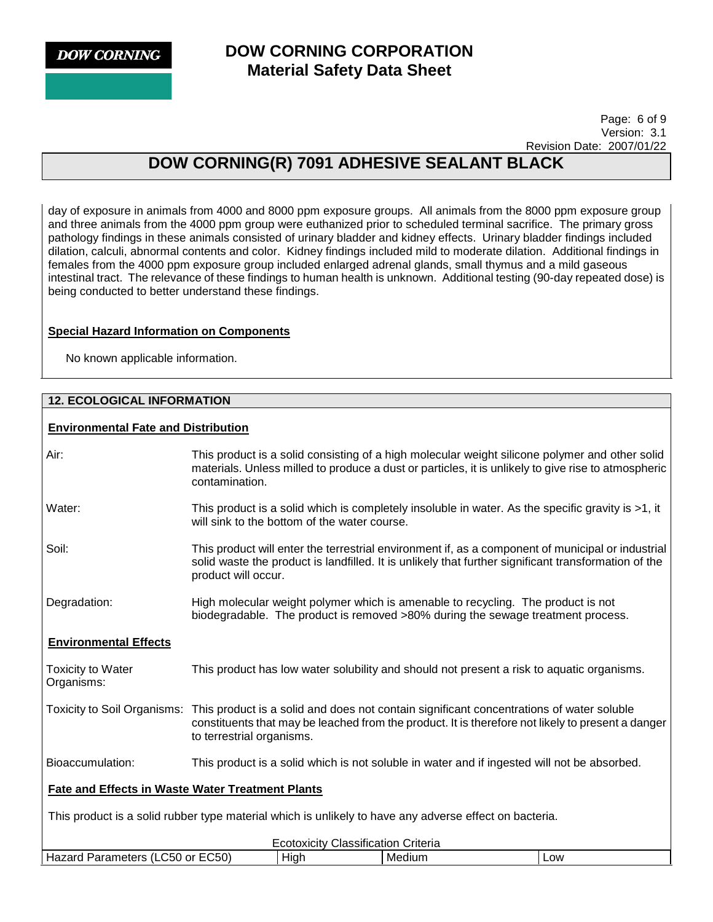day of exposure in animals from 4000 and 8000 ppm exposure groups. All animals from the 8000 ppm exposure group and three animals from the 4000 ppm group were euthanized prior to scheduled terminal sacrifice. The primary gross pathology findings in these animals consisted of urinary bladder and kidney effects. Urinary bladder findings included dilation, calculi, abnormal contents and color. Kidney findings included mild to moderate dilation. Additional findings in females from the 4000 ppm exposure group included enlarged adrenal glands, small thymus and a mild gaseous intestinal tract. The relevance of these findings to human health is unknown. Additional testing (90-day repeated dose) is being conducted to better understand these findings.

**Special Hazard Information on Components**

No known applicable information.

## 12. ECOLOGICAL INFORMATION

**Environmental Fate and Distribution**

| | |
|---|---|
| Air: | This product is a solid consisting of a high molecular weight silicone polymer and other solid materials. Unless milled to produce a dust or particles, it is unlikely to give rise to atmospheric contamination. |
| Water: | This product is a solid which is completely insoluble in water. As the specific gravity is >1, it will sink to the bottom of the water course. |
| Soil: | This product will enter the terrestrial environment if, as a component of municipal or industrial solid waste the product is landfilled. It is unlikely that further significant transformation of the product will occur. |
| Degradation: | High molecular weight polymer which is amenable to recycling. The product is not biodegradable. The product is removed >80% during the sewage treatment process. |

**Environmental Effects**

| | |
|---|---|
| Toxicity to Water Organisms: | This product has low water solubility and should not present a risk to aquatic organisms. |
| Toxicity to Soil Organisms: | This product is a solid and does not contain significant concentrations of water soluble constituents that may be leached from the product. It is therefore not likely to present a danger to terrestrial organisms. |
| Bioaccumulation: | This product is a solid which is not soluble in water and if ingested will not be absorbed. |

**Fate and Effects in Waste Water Treatment Plants**

This product is a solid rubber type material which is unlikely to have any adverse effect on bacteria.

Ecotoxicity Classification Criteria

| Hazard Parameters (LC50 or EC50) | High | Medium | Low |
|---|---|---|---|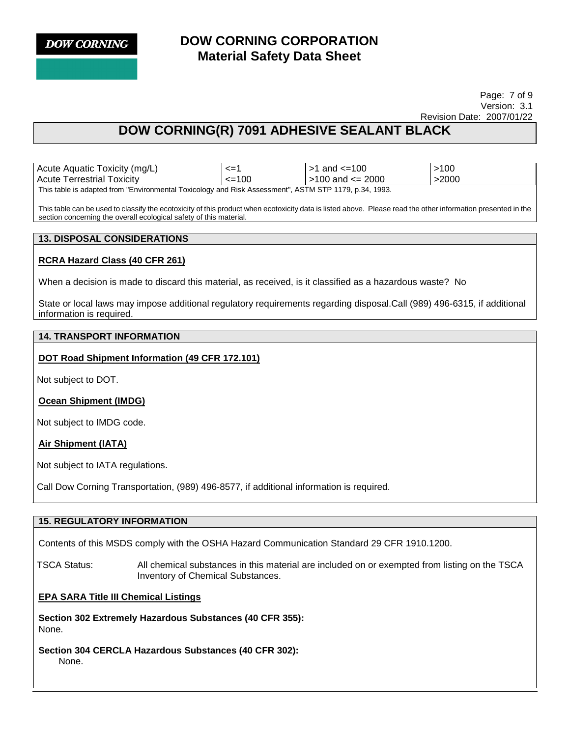| Acute Aquatic Toxicity (mg/L) | <=1 | >1 and <=100 | >100 |
|---|---|---|---|
| Acute Terrestrial Toxicity | <=100 | >100 and <= 2000 | >2000 |

This table is adapted from "Environmental Toxicology and Risk Assessment", ASTM STP 1179, p.34, 1993.

This table can be used to classify the ecotoxicity of this product when ecotoxicity data is listed above. Please read the other information presented in the section concerning the overall ecological safety of this material.

## 13. DISPOSAL CONSIDERATIONS

**RCRA Hazard Class (40 CFR 261)**

When a decision is made to discard this material, as received, is it classified as a hazardous waste? No

State or local laws may impose additional regulatory requirements regarding disposal.Call (989) 496-6315, if additional information is required.

## 14. TRANSPORT INFORMATION

**DOT Road Shipment Information (49 CFR 172.101)**

Not subject to DOT.

**Ocean Shipment (IMDG)**

Not subject to IMDG code.

**Air Shipment (IATA)**

Not subject to IATA regulations.

Call Dow Corning Transportation, (989) 496-8577, if additional information is required.

## 15. REGULATORY INFORMATION

Contents of this MSDS comply with the OSHA Hazard Communication Standard 29 CFR 1910.1200.

TSCA Status: All chemical substances in this material are included on or exempted from listing on the TSCA Inventory of Chemical Substances.

**EPA SARA Title III Chemical Listings**

**Section 302 Extremely Hazardous Substances (40 CFR 355):**
None.

**Section 304 CERCLA Hazardous Substances (40 CFR 302):**
None.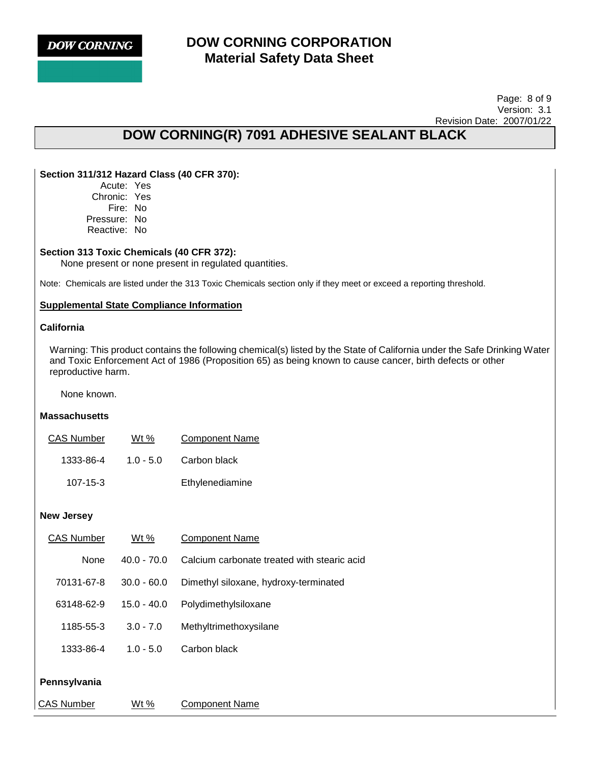**Section 311/312 Hazard Class (40 CFR 370):**

Acute: Yes
Chronic: Yes
Fire: No
Pressure: No
Reactive: No

**Section 313 Toxic Chemicals (40 CFR 372):**

None present or none present in regulated quantities.

Note: Chemicals are listed under the 313 Toxic Chemicals section only if they meet or exceed a reporting threshold.

**Supplemental State Compliance Information**

**California**

Warning: This product contains the following chemical(s) listed by the State of California under the Safe Drinking Water and Toxic Enforcement Act of 1986 (Proposition 65) as being known to cause cancer, birth defects or other reproductive harm.

None known.

**Massachusetts**

| CAS Number | Wt % | Component Name |
|---|---|---|
| 1333-86-4 | 1.0 - 5.0 | Carbon black |
| 107-15-3 | | Ethylenediamine |

**New Jersey**

| CAS Number | Wt % | Component Name |
|---|---|---|
| None | 40.0 - 70.0 | Calcium carbonate treated with stearic acid |
| 70131-67-8 | 30.0 - 60.0 | Dimethyl siloxane, hydroxy-terminated |
| 63148-62-9 | 15.0 - 40.0 | Polydimethylsiloxane |
| 1185-55-3 | 3.0 - 7.0 | Methyltrimethoxysilane |
| 1333-86-4 | 1.0 - 5.0 | Carbon black |

**Pennsylvania**

| CAS Number | Wt % | Component Name |
|---|---|---|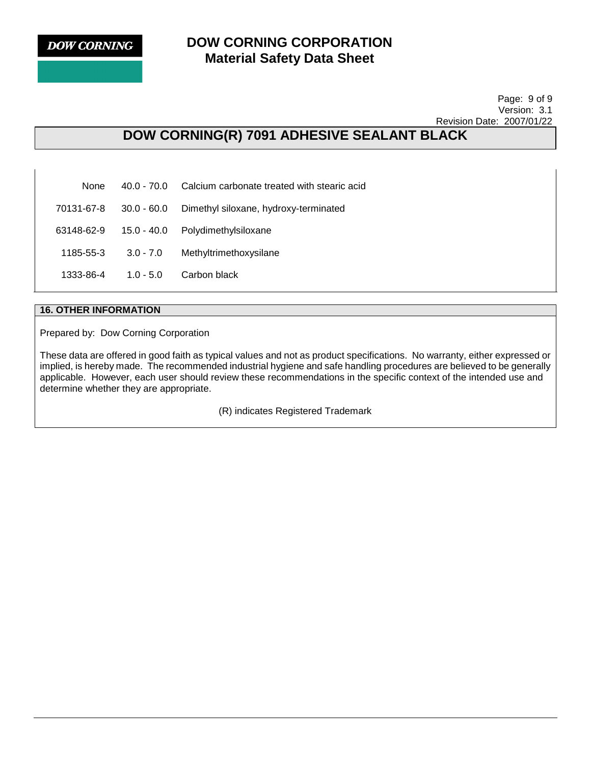| | | |
|---|---|---|
| None | 40.0 - 70.0 | Calcium carbonate treated with stearic acid |
| 70131-67-8 | 30.0 - 60.0 | Dimethyl siloxane, hydroxy-terminated |
| 63148-62-9 | 15.0 - 40.0 | Polydimethylsiloxane |
| 1185-55-3 | 3.0 - 7.0 | Methyltrimethoxysilane |
| 1333-86-4 | 1.0 - 5.0 | Carbon black |

## 16. OTHER INFORMATION

Prepared by: Dow Corning Corporation

These data are offered in good faith as typical values and not as product specifications. No warranty, either expressed or implied, is hereby made. The recommended industrial hygiene and safe handling procedures are believed to be generally applicable. However, each user should review these recommendations in the specific context of the intended use and determine whether they are appropriate.

(R) indicates Registered Trademark